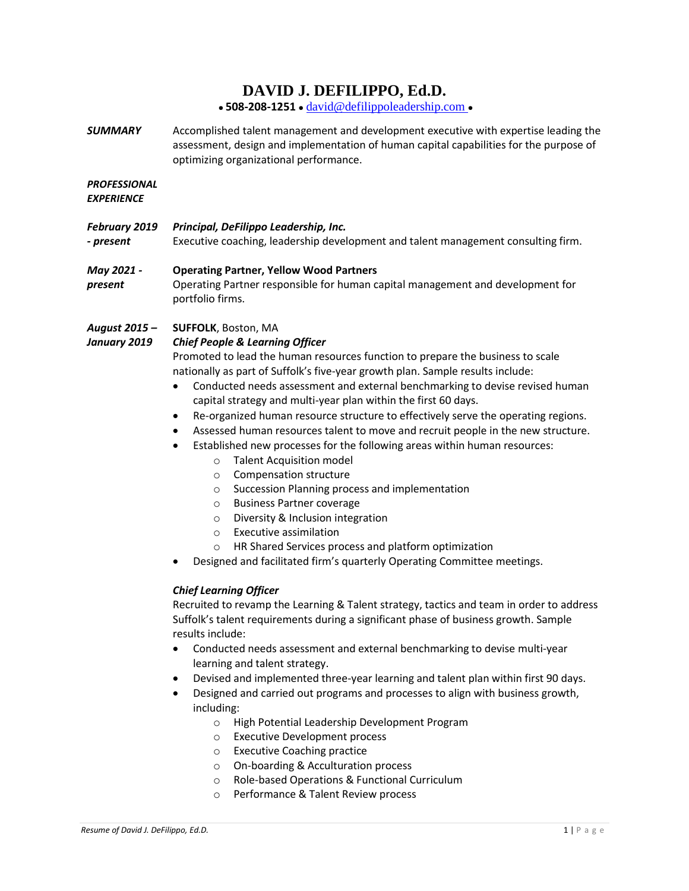# DAVID J. DEFILIPPO, Ed.D.

• **508-208-1251** • david@defilippoleadership.com •

***SUMMARY***

Accomplished talent management and development executive with expertise leading the assessment, design and implementation of human capital capabilities for the purpose of optimizing organizational performance.

***PROFESSIONAL EXPERIENCE***

***February 2019 - present***

***Principal, DeFilippo Leadership, Inc.***

Executive coaching, leadership development and talent management consulting firm.

***May 2021 - present***

**Operating Partner, Yellow Wood Partners**

Operating Partner responsible for human capital management and development for portfolio firms.

***August 2015 – January 2019***

**SUFFOLK**, Boston, MA

***Chief People & Learning Officer***

Promoted to lead the human resources function to prepare the business to scale nationally as part of Suffolk's five-year growth plan. Sample results include:

- Conducted needs assessment and external benchmarking to devise revised human capital strategy and multi-year plan within the first 60 days.
- Re-organized human resource structure to effectively serve the operating regions.
- Assessed human resources talent to move and recruit people in the new structure.
- Established new processes for the following areas within human resources:
  - Talent Acquisition model
  - Compensation structure
  - Succession Planning process and implementation
  - Business Partner coverage
  - Diversity & Inclusion integration
  - Executive assimilation
  - HR Shared Services process and platform optimization
- Designed and facilitated firm's quarterly Operating Committee meetings.

***Chief Learning Officer***

Recruited to revamp the Learning & Talent strategy, tactics and team in order to address Suffolk's talent requirements during a significant phase of business growth. Sample results include:

- Conducted needs assessment and external benchmarking to devise multi-year learning and talent strategy.
- Devised and implemented three-year learning and talent plan within first 90 days.
- Designed and carried out programs and processes to align with business growth, including:
  - High Potential Leadership Development Program
  - Executive Development process
  - Executive Coaching practice
  - On-boarding & Acculturation process
  - Role-based Operations & Functional Curriculum
  - Performance & Talent Review process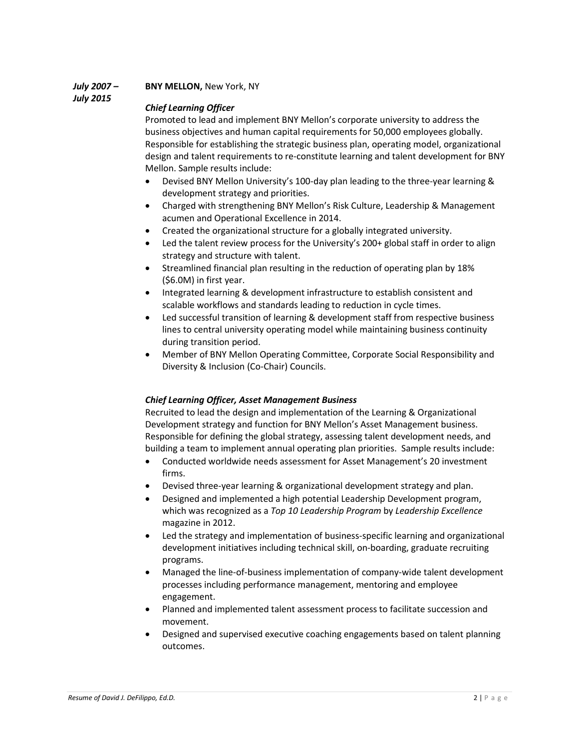***July 2007 – July 2015*** **BNY MELLON,** New York, NY

***Chief Learning Officer***

Promoted to lead and implement BNY Mellon's corporate university to address the business objectives and human capital requirements for 50,000 employees globally. Responsible for establishing the strategic business plan, operating model, organizational design and talent requirements to re-constitute learning and talent development for BNY Mellon. Sample results include:

- Devised BNY Mellon University's 100-day plan leading to the three-year learning & development strategy and priorities.
- Charged with strengthening BNY Mellon's Risk Culture, Leadership & Management acumen and Operational Excellence in 2014.
- Created the organizational structure for a globally integrated university.
- Led the talent review process for the University's 200+ global staff in order to align strategy and structure with talent.
- Streamlined financial plan resulting in the reduction of operating plan by 18% ($6.0M) in first year.
- Integrated learning & development infrastructure to establish consistent and scalable workflows and standards leading to reduction in cycle times.
- Led successful transition of learning & development staff from respective business lines to central university operating model while maintaining business continuity during transition period.
- Member of BNY Mellon Operating Committee, Corporate Social Responsibility and Diversity & Inclusion (Co-Chair) Councils.

***Chief Learning Officer, Asset Management Business***

Recruited to lead the design and implementation of the Learning & Organizational Development strategy and function for BNY Mellon's Asset Management business. Responsible for defining the global strategy, assessing talent development needs, and building a team to implement annual operating plan priorities. Sample results include:

- Conducted worldwide needs assessment for Asset Management's 20 investment firms.
- Devised three-year learning & organizational development strategy and plan.
- Designed and implemented a high potential Leadership Development program, which was recognized as a *Top 10 Leadership Program* by *Leadership Excellence* magazine in 2012.
- Led the strategy and implementation of business-specific learning and organizational development initiatives including technical skill, on-boarding, graduate recruiting programs.
- Managed the line-of-business implementation of company-wide talent development processes including performance management, mentoring and employee engagement.
- Planned and implemented talent assessment process to facilitate succession and movement.
- Designed and supervised executive coaching engagements based on talent planning outcomes.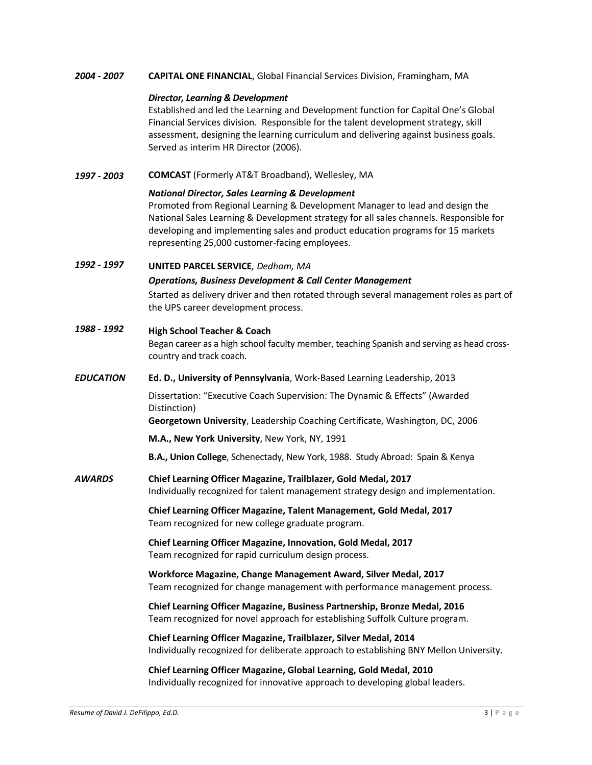***2004 - 2007*** **CAPITAL ONE FINANCIAL**, Global Financial Services Division, Framingham, MA

***Director, Learning & Development***
Established and led the Learning and Development function for Capital One's Global Financial Services division. Responsible for the talent development strategy, skill assessment, designing the learning curriculum and delivering against business goals. Served as interim HR Director (2006).

***1997 - 2003*** **COMCAST** (Formerly AT&T Broadband), Wellesley, MA

***National Director, Sales Learning & Development***
Promoted from Regional Learning & Development Manager to lead and design the National Sales Learning & Development strategy for all sales channels. Responsible for developing and implementing sales and product education programs for 15 markets representing 25,000 customer-facing employees.

***1992 - 1997*** **UNITED PARCEL SERVICE***, Dedham, MA*

***Operations, Business Development & Call Center Management***
Started as delivery driver and then rotated through several management roles as part of the UPS career development process.

***1988 - 1992*** **High School Teacher & Coach**
Began career as a high school faculty member, teaching Spanish and serving as head cross-country and track coach.

## *EDUCATION*

**Ed. D., University of Pennsylvania**, Work-Based Learning Leadership, 2013

Dissertation: "Executive Coach Supervision: The Dynamic & Effects" (Awarded Distinction)
**Georgetown University**, Leadership Coaching Certificate, Washington, DC, 2006

**M.A., New York University**, New York, NY, 1991

**B.A., Union College**, Schenectady, New York, 1988. Study Abroad: Spain & Kenya

## *AWARDS*

**Chief Learning Officer Magazine, Trailblazer, Gold Medal, 2017**
Individually recognized for talent management strategy design and implementation.

**Chief Learning Officer Magazine, Talent Management, Gold Medal, 2017**
Team recognized for new college graduate program.

**Chief Learning Officer Magazine, Innovation, Gold Medal, 2017**
Team recognized for rapid curriculum design process.

**Workforce Magazine, Change Management Award, Silver Medal, 2017**
Team recognized for change management with performance management process.

**Chief Learning Officer Magazine, Business Partnership, Bronze Medal, 2016**
Team recognized for novel approach for establishing Suffolk Culture program.

**Chief Learning Officer Magazine, Trailblazer, Silver Medal, 2014**
Individually recognized for deliberate approach to establishing BNY Mellon University.

**Chief Learning Officer Magazine, Global Learning, Gold Medal, 2010**
Individually recognized for innovative approach to developing global leaders.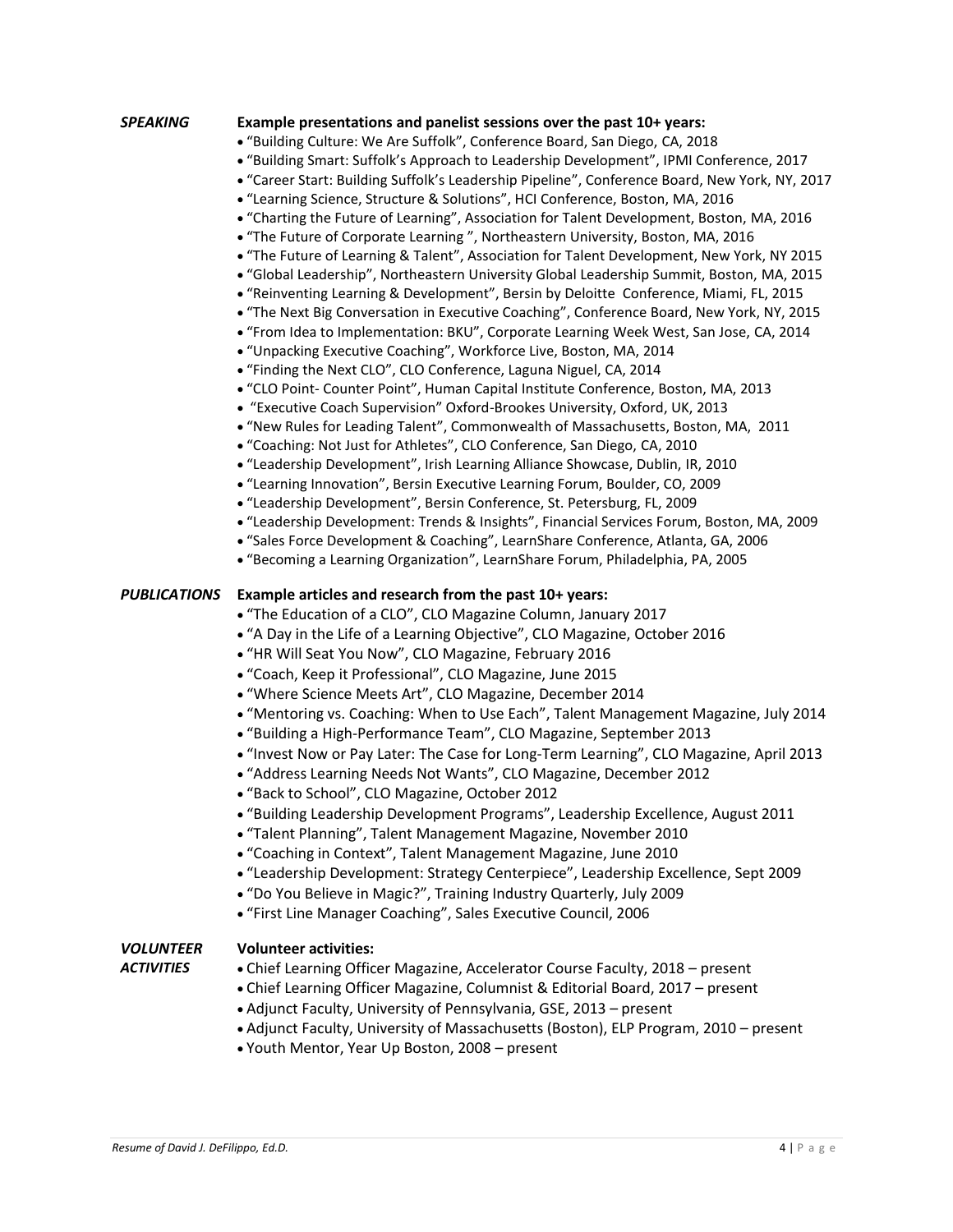***SPEAKING***

**Example presentations and panelist sessions over the past 10+ years:**

- "Building Culture: We Are Suffolk", Conference Board, San Diego, CA, 2018
- "Building Smart: Suffolk's Approach to Leadership Development", IPMI Conference, 2017
- "Career Start: Building Suffolk's Leadership Pipeline", Conference Board, New York, NY, 2017
- "Learning Science, Structure & Solutions", HCI Conference, Boston, MA, 2016
- "Charting the Future of Learning", Association for Talent Development, Boston, MA, 2016
- "The Future of Corporate Learning ", Northeastern University, Boston, MA, 2016
- "The Future of Learning & Talent", Association for Talent Development, New York, NY 2015
- "Global Leadership", Northeastern University Global Leadership Summit, Boston, MA, 2015
- "Reinventing Learning & Development", Bersin by Deloitte Conference, Miami, FL, 2015
- "The Next Big Conversation in Executive Coaching", Conference Board, New York, NY, 2015
- "From Idea to Implementation: BKU", Corporate Learning Week West, San Jose, CA, 2014
- "Unpacking Executive Coaching", Workforce Live, Boston, MA, 2014
- "Finding the Next CLO", CLO Conference, Laguna Niguel, CA, 2014
- "CLO Point- Counter Point", Human Capital Institute Conference, Boston, MA, 2013
- "Executive Coach Supervision" Oxford-Brookes University, Oxford, UK, 2013
- "New Rules for Leading Talent", Commonwealth of Massachusetts, Boston, MA, 2011
- "Coaching: Not Just for Athletes", CLO Conference, San Diego, CA, 2010
- "Leadership Development", Irish Learning Alliance Showcase, Dublin, IR, 2010
- "Learning Innovation", Bersin Executive Learning Forum, Boulder, CO, 2009
- "Leadership Development", Bersin Conference, St. Petersburg, FL, 2009
- "Leadership Development: Trends & Insights", Financial Services Forum, Boston, MA, 2009
- "Sales Force Development & Coaching", LearnShare Conference, Atlanta, GA, 2006
- "Becoming a Learning Organization", LearnShare Forum, Philadelphia, PA, 2005

***PUBLICATIONS***

**Example articles and research from the past 10+ years:**

- "The Education of a CLO", CLO Magazine Column, January 2017
- "A Day in the Life of a Learning Objective", CLO Magazine, October 2016
- "HR Will Seat You Now", CLO Magazine, February 2016
- "Coach, Keep it Professional", CLO Magazine, June 2015
- "Where Science Meets Art", CLO Magazine, December 2014
- "Mentoring vs. Coaching: When to Use Each", Talent Management Magazine, July 2014
- "Building a High-Performance Team", CLO Magazine, September 2013
- "Invest Now or Pay Later: The Case for Long-Term Learning", CLO Magazine, April 2013
- "Address Learning Needs Not Wants", CLO Magazine, December 2012
- "Back to School", CLO Magazine, October 2012
- "Building Leadership Development Programs", Leadership Excellence, August 2011
- "Talent Planning", Talent Management Magazine, November 2010
- "Coaching in Context", Talent Management Magazine, June 2010
- "Leadership Development: Strategy Centerpiece", Leadership Excellence, Sept 2009
- "Do You Believe in Magic?", Training Industry Quarterly, July 2009
- "First Line Manager Coaching", Sales Executive Council, 2006

***VOLUNTEER ACTIVITIES***

**Volunteer activities:**

- Chief Learning Officer Magazine, Accelerator Course Faculty, 2018 – present
- Chief Learning Officer Magazine, Columnist & Editorial Board, 2017 – present
- Adjunct Faculty, University of Pennsylvania, GSE, 2013 – present
- Adjunct Faculty, University of Massachusetts (Boston), ELP Program, 2010 – present
- Youth Mentor, Year Up Boston, 2008 – present